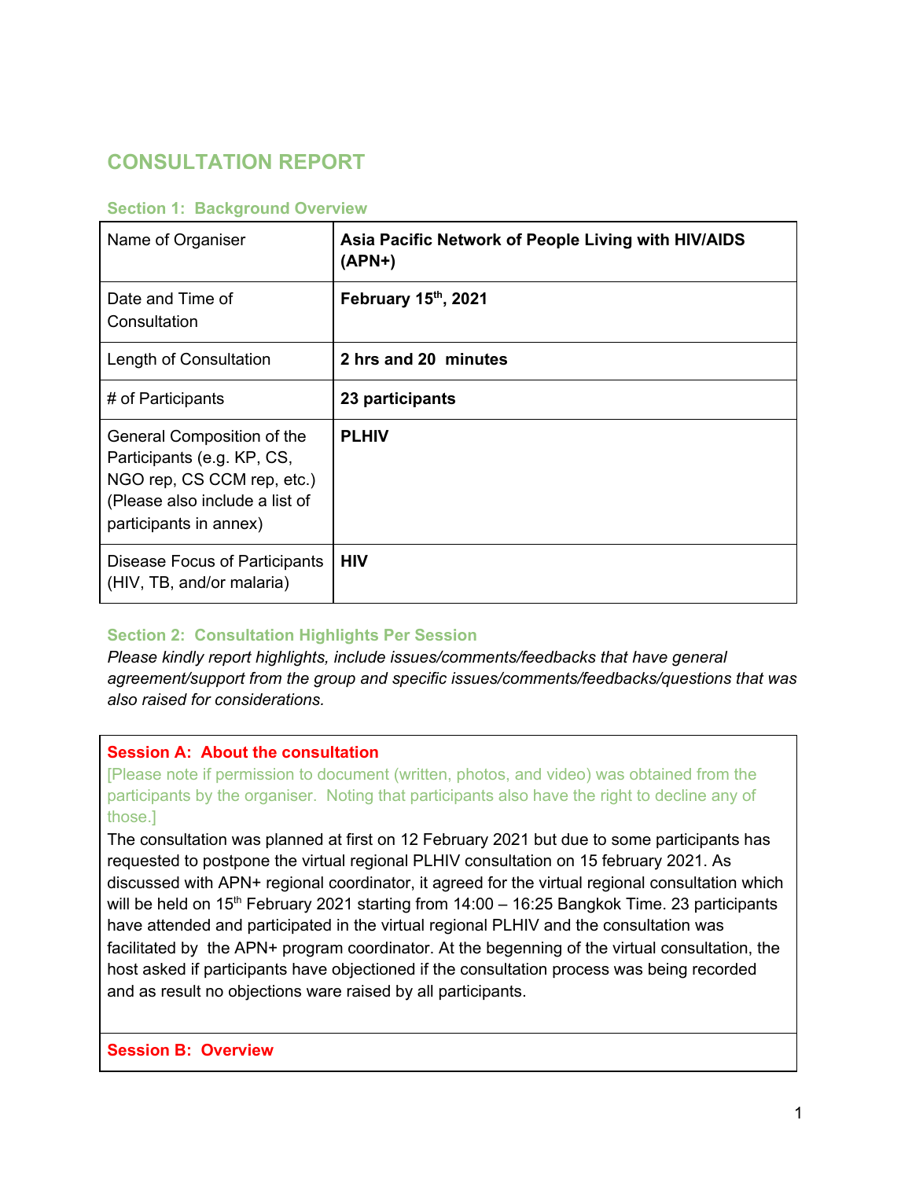# CONSULTATION REPORT

## Section 1: Background Overview

| Name of Organiser | **Asia Pacific Network of People Living with HIV/AIDS (APN+)** |
|---|---|
| Date and Time of Consultation | **February 15th, 2021** |
| Length of Consultation | **2 hrs and 20 minutes** |
| # of Participants | **23 participants** |
| General Composition of the Participants (e.g. KP, CS, NGO rep, CS CCM rep, etc.) (Please also include a list of participants in annex) | **PLHIV** |
| Disease Focus of Participants (HIV, TB, and/or malaria) | **HIV** |

## Section 2: Consultation Highlights Per Session

*Please kindly report highlights, include issues/comments/feedbacks that have general agreement/support from the group and specific issues/comments/feedbacks/questions that was also raised for considerations.*

### Session A: About the consultation

[Please note if permission to document (written, photos, and video) was obtained from the participants by the organiser. Noting that participants also have the right to decline any of those.]

The consultation was planned at first on 12 February 2021 but due to some participants has requested to postpone the virtual regional PLHIV consultation on 15 february 2021. As discussed with APN+ regional coordinator, it agreed for the virtual regional consultation which will be held on 15th February 2021 starting from 14:00 – 16:25 Bangkok Time. 23 participants have attended and participated in the virtual regional PLHIV and the consultation was facilitated by the APN+ program coordinator. At the begenning of the virtual consultation, the host asked if participants have objectioned if the consultation process was being recorded and as result no objections ware raised by all participants.

### Session B: Overview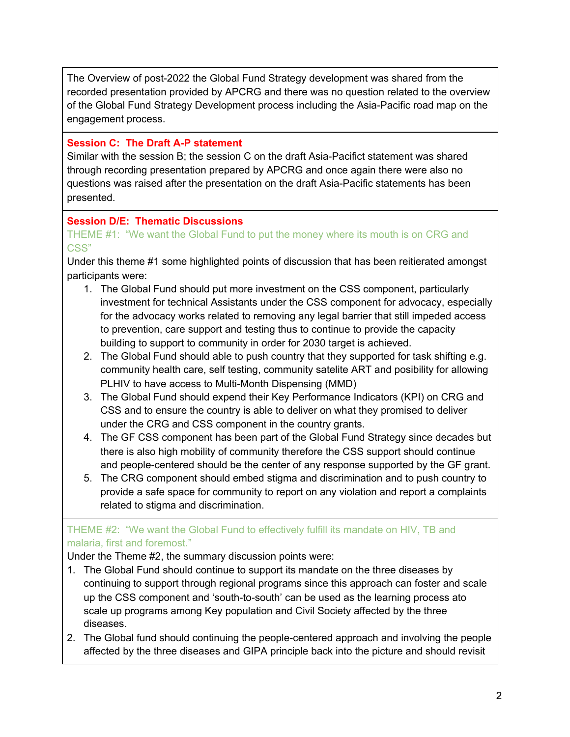The Overview of post-2022 the Global Fund Strategy development was shared from the recorded presentation provided by APCRG and there was no question related to the overview of the Global Fund Strategy Development process including the Asia-Pacific road map on the engagement process.

### Session C: The Draft A-P statement

Similar with the session B; the session C on the draft Asia-Pacifict statement was shared through recording presentation prepared by APCRG and once again there were also no questions was raised after the presentation on the draft Asia-Pacific statements has been presented.

### Session D/E: Thematic Discussions

#### THEME #1: "We want the Global Fund to put the money where its mouth is on CRG and CSS"

Under this theme #1 some highlighted points of discussion that has been reitierated amongst participants were:

1. The Global Fund should put more investment on the CSS component, particularly investment for technical Assistants under the CSS component for advocacy, especially for the advocacy works related to removing any legal barrier that still impeded access to prevention, care support and testing thus to continue to provide the capacity building to support to community in order for 2030 target is achieved.
2. The Global Fund should able to push country that they supported for task shifting e.g. community health care, self testing, community satelite ART and posibility for allowing PLHIV to have access to Multi-Month Dispensing (MMD)
3. The Global Fund should expend their Key Performance Indicators (KPI) on CRG and CSS and to ensure the country is able to deliver on what they promised to deliver under the CRG and CSS component in the country grants.
4. The GF CSS component has been part of the Global Fund Strategy since decades but there is also high mobility of community therefore the CSS support should continue and people-centered should be the center of any response supported by the GF grant.
5. The CRG component should embed stigma and discrimination and to push country to provide a safe space for community to report on any violation and report a complaints related to stigma and discrimination.

#### THEME #2: "We want the Global Fund to effectively fulfill its mandate on HIV, TB and malaria, first and foremost."

Under the Theme #2, the summary discussion points were:

1. The Global Fund should continue to support its mandate on the three diseases by continuing to support through regional programs since this approach can foster and scale up the CSS component and 'south-to-south' can be used as the learning process ato scale up programs among Key population and Civil Society affected by the three diseases.
2. The Global fund should continuing the people-centered approach and involving the people affected by the three diseases and GIPA principle back into the picture and should revisit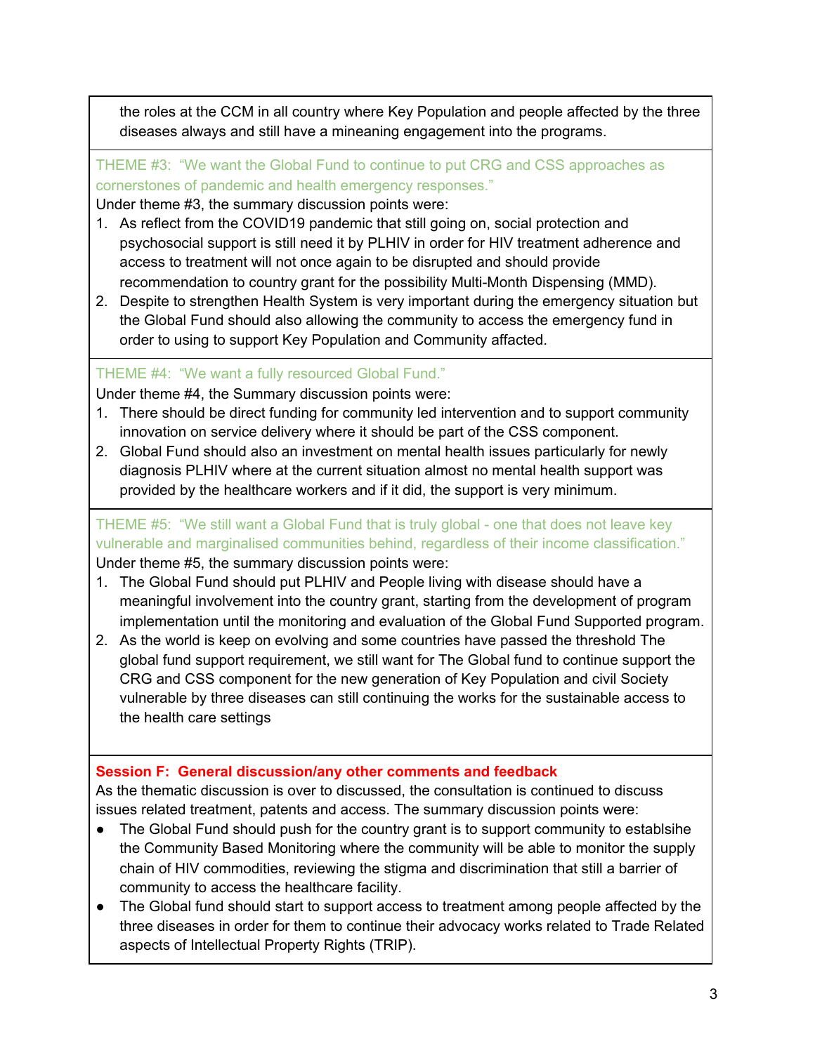the roles at the CCM in all country where Key Population and people affected by the three diseases always and still have a mineaning engagement into the programs.

THEME #3: "We want the Global Fund to continue to put CRG and CSS approaches as cornerstones of pandemic and health emergency responses."

Under theme #3, the summary discussion points were:

1. As reflect from the COVID19 pandemic that still going on, social protection and psychosocial support is still need it by PLHIV in order for HIV treatment adherence and access to treatment will not once again to be disrupted and should provide recommendation to country grant for the possibility Multi-Month Dispensing (MMD).
2. Despite to strengthen Health System is very important during the emergency situation but the Global Fund should also allowing the community to access the emergency fund in order to using to support Key Population and Community affacted.

THEME #4: "We want a fully resourced Global Fund."

Under theme #4, the Summary discussion points were:

1. There should be direct funding for community led intervention and to support community innovation on service delivery where it should be part of the CSS component.
2. Global Fund should also an investment on mental health issues particularly for newly diagnosis PLHIV where at the current situation almost no mental health support was provided by the healthcare workers and if it did, the support is very minimum.

THEME #5: "We still want a Global Fund that is truly global - one that does not leave key vulnerable and marginalised communities behind, regardless of their income classification."

Under theme #5, the summary discussion points were:

1. The Global Fund should put PLHIV and People living with disease should have a meaningful involvement into the country grant, starting from the development of program implementation until the monitoring and evaluation of the Global Fund Supported program.
2. As the world is keep on evolving and some countries have passed the threshold The global fund support requirement, we still want for The Global fund to continue support the CRG and CSS component for the new generation of Key Population and civil Society vulnerable by three diseases can still continuing the works for the sustainable access to the health care settings

**Session F: General discussion/any other comments and feedback**

As the thematic discussion is over to discussed, the consultation is continued to discuss issues related treatment, patents and access. The summary discussion points were:

- The Global Fund should push for the country grant is to support community to establsihe the Community Based Monitoring where the community will be able to monitor the supply chain of HIV commodities, reviewing the stigma and discrimination that still a barrier of community to access the healthcare facility.
- The Global fund should start to support access to treatment among people affected by the three diseases in order for them to continue their advocacy works related to Trade Related aspects of Intellectual Property Rights (TRIP).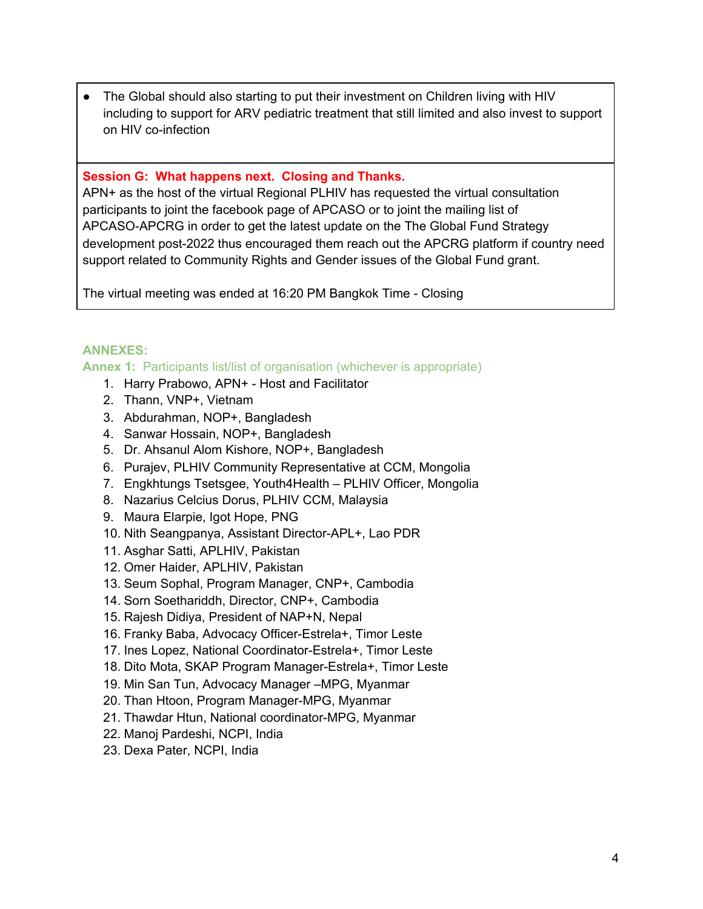- The Global should also starting to put their investment on Children living with HIV including to support for ARV pediatric treatment that still limited and also invest to support on HIV co-infection

**Session G: What happens next. Closing and Thanks.**

APN+ as the host of the virtual Regional PLHIV has requested the virtual consultation participants to joint the facebook page of APCASO or to joint the mailing list of APCASO-APCRG in order to get the latest update on the The Global Fund Strategy development post-2022 thus encouraged them reach out the APCRG platform if country need support related to Community Rights and Gender issues of the Global Fund grant.

The virtual meeting was ended at 16:20 PM Bangkok Time - Closing

## ANNEXES:

**Annex 1:** Participants list/list of organisation (whichever is appropriate)

1. Harry Prabowo, APN+ - Host and Facilitator
2. Thann, VNP+, Vietnam
3. Abdurahman, NOP+, Bangladesh
4. Sanwar Hossain, NOP+, Bangladesh
5. Dr. Ahsanul Alom Kishore, NOP+, Bangladesh
6. Purajev, PLHIV Community Representative at CCM, Mongolia
7. Engkhtungs Tsetsgee, Youth4Health – PLHIV Officer, Mongolia
8. Nazarius Celcius Dorus, PLHIV CCM, Malaysia
9. Maura Elarpie, Igot Hope, PNG
10. Nith Seangpanya, Assistant Director-APL+, Lao PDR
11. Asghar Satti, APLHIV, Pakistan
12. Omer Haider, APLHIV, Pakistan
13. Seum Sophal, Program Manager, CNP+, Cambodia
14. Sorn Soetharidh, Director, CNP+, Cambodia
15. Rajesh Didiya, President of NAP+N, Nepal
16. Franky Baba, Advocacy Officer-Estrela+, Timor Leste
17. Ines Lopez, National Coordinator-Estrela+, Timor Leste
18. Dito Mota, SKAP Program Manager-Estrela+, Timor Leste
19. Min San Tun, Advocacy Manager –MPG, Myanmar
20. Than Htoon, Program Manager-MPG, Myanmar
21. Thawdar Htun, National coordinator-MPG, Myanmar
22. Manoj Pardeshi, NCPI, India
23. Dexa Pater, NCPI, India